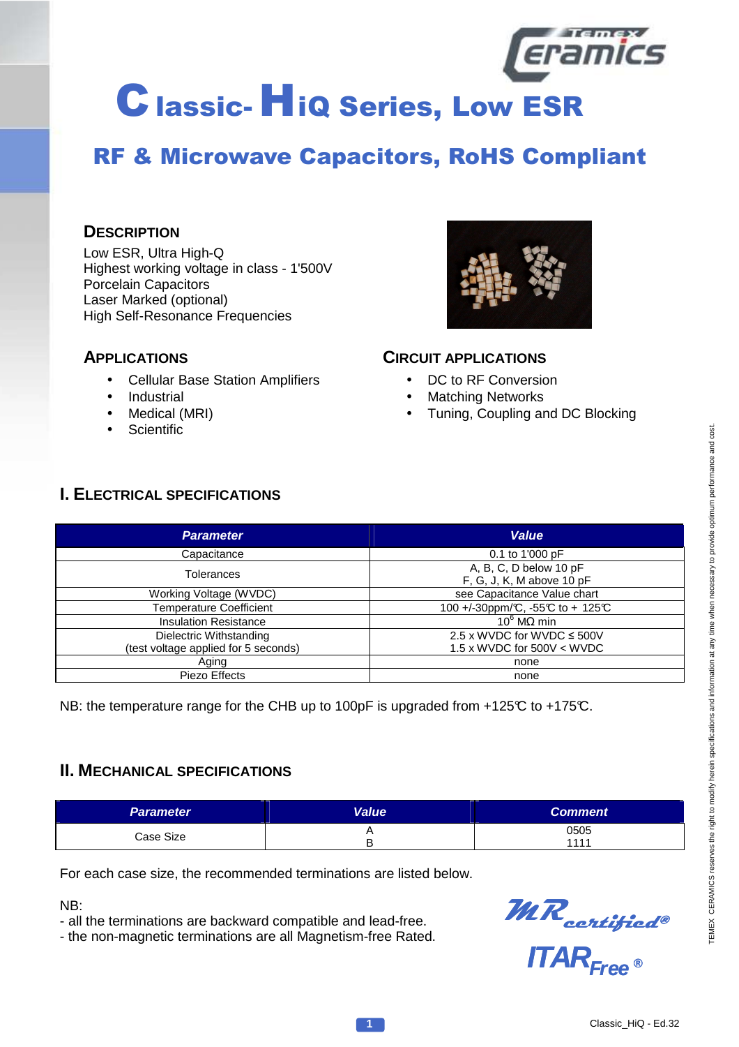# Classic-HiQ Series, Low ESR

## RF & Microwave Capacitors, RoHS Compliant

### DESCRIPTION

Low ESR, Ultra High-Q
Highest working voltage in class - 1'500V
Porcelain Capacitors
Laser Marked (optional)
High Self-Resonance Frequencies

### APPLICATIONS

- Cellular Base Station Amplifiers
- Industrial
- Medical (MRI)
- Scientific

### CIRCUIT APPLICATIONS

- DC to RF Conversion
- Matching Networks
- Tuning, Coupling and DC Blocking

## I. ELECTRICAL SPECIFICATIONS

| Parameter | Value |
|---|---|
| Capacitance | 0.1 to 1'000 pF |
| Tolerances | A, B, C, D below 10 pF<br>F, G, J, K, M above 10 pF |
| Working Voltage (WVDC) | see Capacitance Value chart |
| Temperature Coefficient | 100 +/-30ppm/℃, -55℃ to + 125℃ |
| Insulation Resistance | $10^6$ MΩ min |
| Dielectric Withstanding<br>(test voltage applied for 5 seconds) | 2.5 x WVDC for WVDC ≤ 500V<br>1.5 x WVDC for 500V < WVDC |
| Aging | none |
| Piezo Effects | none |

NB: the temperature range for the CHB up to 100pF is upgraded from +125℃ to +175℃.

## II. MECHANICAL SPECIFICATIONS

| Parameter | Value | Comment |
|---|---|---|
| Case Size | A<br>B | 0505<br>1111 |

For each case size, the recommended terminations are listed below.

NB:
- all the terminations are backward compatible and lead-free.
- the non-magnetic terminations are all Magnetism-free Rated.

MR certified®

ITAR Free®

TEMEX CERAMICS reserves the right to modify herein specifications and information at any time when necessary to provide optimum performance and cost.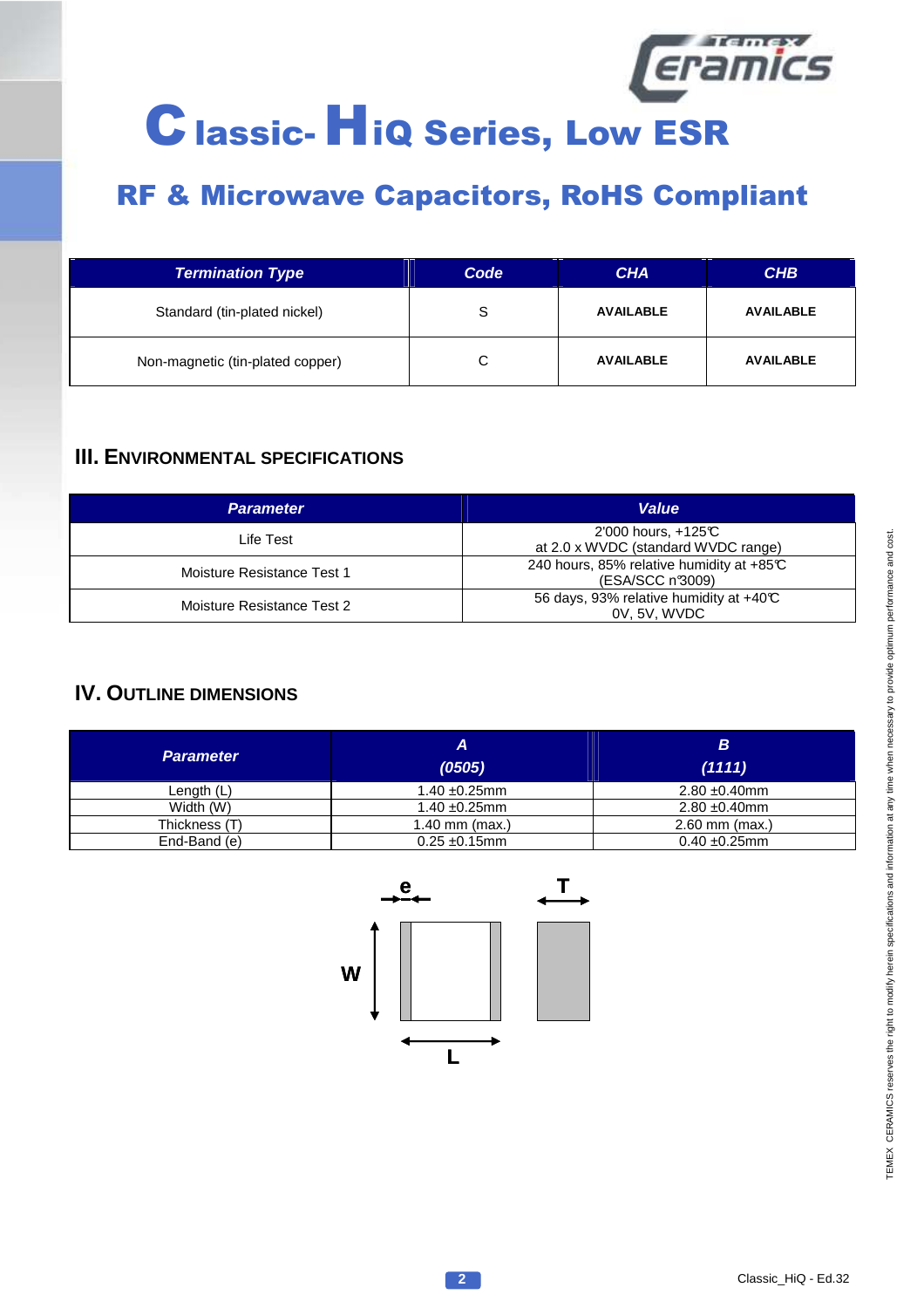# Classic-HiQ Series, Low ESR

## RF & Microwave Capacitors, RoHS Compliant

| Termination Type | Code | CHA | CHB |
|---|---|---|---|
| Standard (tin-plated nickel) | S | AVAILABLE | AVAILABLE |
| Non-magnetic (tin-plated copper) | C | AVAILABLE | AVAILABLE |

### III. ENVIRONMENTAL SPECIFICATIONS

| Parameter | Value |
|---|---|
| Life Test | 2'000 hours, +125℃ at 2.0 x WVDC (standard WVDC range) |
| Moisture Resistance Test 1 | 240 hours, 85% relative humidity at +85℃ (ESA/SCC n°3009) |
| Moisture Resistance Test 2 | 56 days, 93% relative humidity at +40℃ 0V, 5V, WVDC |

### IV. OUTLINE DIMENSIONS

| Parameter | A (0505) | B (1111) |
|---|---|---|
| Length (L) | 1.40 ±0.25mm | 2.80 ±0.40mm |
| Width (W) | 1.40 ±0.25mm | 2.80 ±0.40mm |
| Thickness (T) | 1.40 mm (max.) | 2.60 mm (max.) |
| End-Band (e) | 0.25 ±0.15mm | 0.40 ±0.25mm |

TEMEX CERAMICS reserves the right to modify herein specifications and information at any time when necessary to provide optimum performance and cost.

Classic_HiQ - Ed.32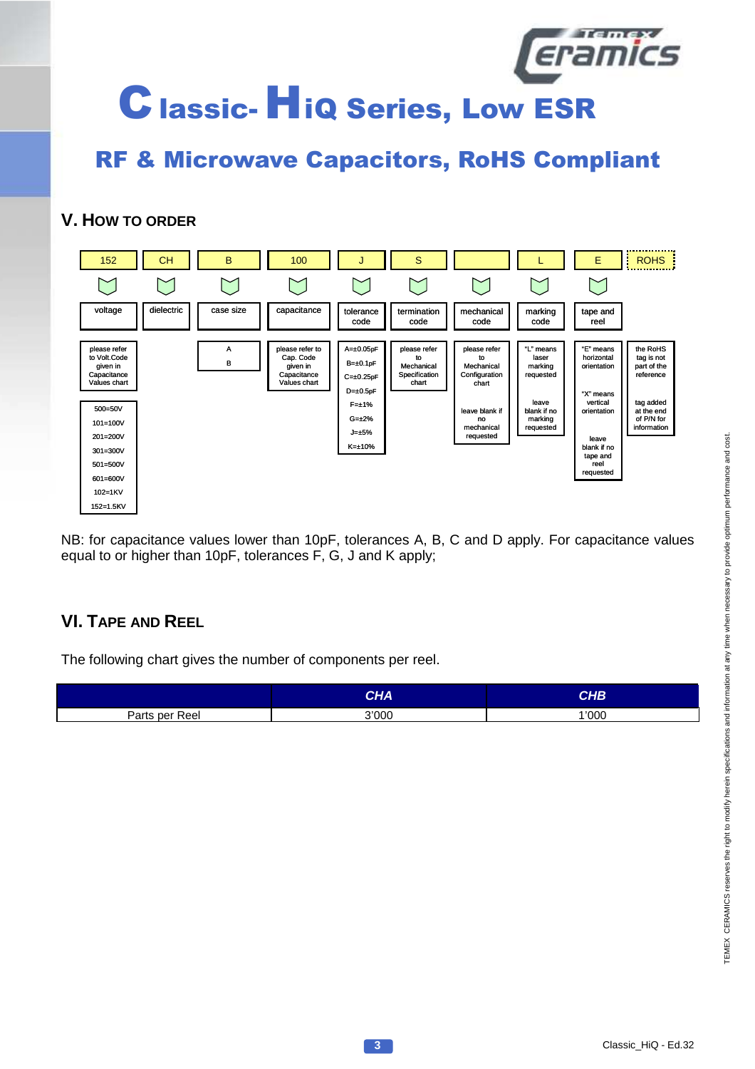# Classic- HiQ Series, Low ESR

## RF & Microwave Capacitors, RoHS Compliant

### V. How to Order

| 152 | CH | B | 100 | J | S | | L | E | ROHS |
|---|---|---|---|---|---|---|---|---|---|
| voltage | dielectric | case size | capacitance | tolerance code | termination code | mechanical code | marking code | tape and reel | |
| please refer to Volt.Code given in Capacitance Values chart<br>500=50V<br>101=100V<br>201=200V<br>301=300V<br>501=500V<br>601=600V<br>102=1KV<br>152=1.5KV | | A<br>B | please refer to Cap. Code given in Capacitance Values chart | A=±0.05pF<br>B=±0.1pF<br>C=±0.25pF<br>D=±0.5pF<br>F=±1%<br>G=±2%<br>J=±5%<br>K=±10% | please refer to Mechanical Specification chart | please refer to Mechanical Configuration chart<br>leave blank if no mechanical requested | "L" means laser marking requested<br>leave blank if no marking requested | "E" means horizontal orientation<br>"X" means vertical orientation<br>leave blank if no tape and reel requested | the RoHS tag is not part of the reference<br>tag added at the end of P/N for information |

NB: for capacitance values lower than 10pF, tolerances A, B, C and D apply. For capacitance values equal to or higher than 10pF, tolerances F, G, J and K apply;

### VI. Tape and Reel

The following chart gives the number of components per reel.

| | CHA | CHB |
|---|---|---|
| Parts per Reel | 3'000 | 1'000 |

TEMEX CERAMICS reserves the right to modify herein specifications and information at any time when necessary to provide optimum performance and cost.

Classic_HiQ - Ed.32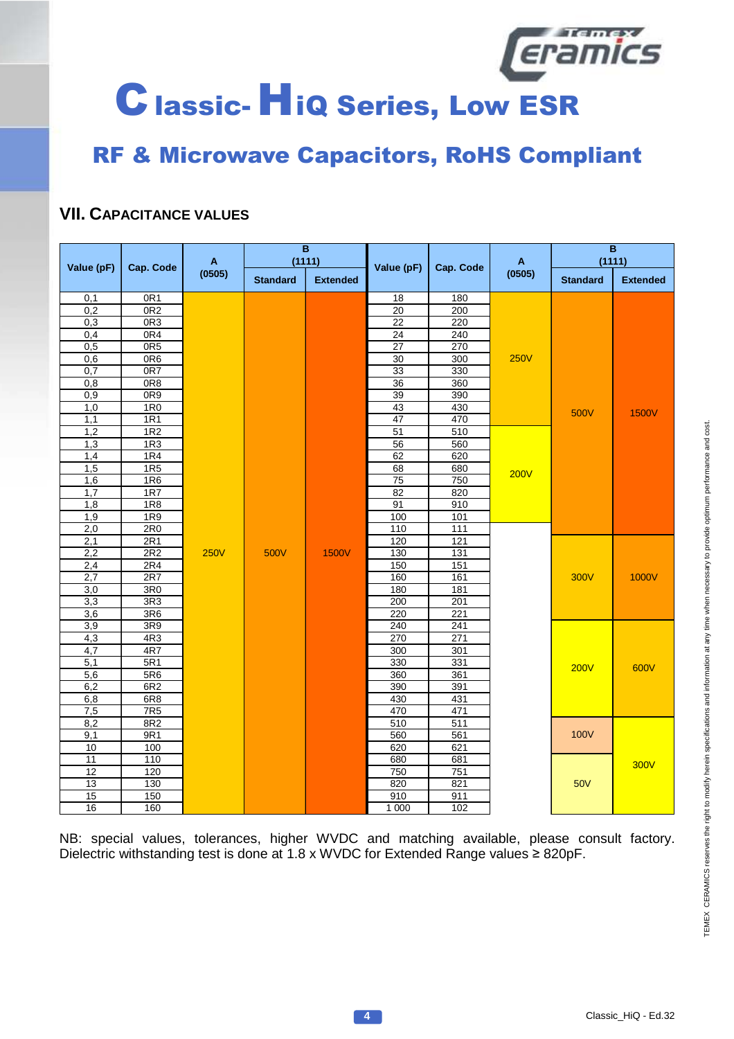# Classic- HiQ Series, Low ESR

## RF & Microwave Capacitors, RoHS Compliant

### VII. Capacitance Values

| Value (pF) | Cap. Code | A (0505) | B (1111) | | Value (pF) | Cap. Code | A (0505) | B (1111) | |
|---|---|---|---|---|---|---|---|---|---|
| | | | Standard | Extended | | | | Standard | Extended |
| 0,1 | 0R1 | 250V | 500V | 1500V | 18 | 180 | 250V | 500V | 1500V |
| 0,2 | 0R2 | 250V | 500V | 1500V | 20 | 200 | 250V | 500V | 1500V |
| 0,3 | 0R3 | 250V | 500V | 1500V | 22 | 220 | 250V | 500V | 1500V |
| 0,4 | 0R4 | 250V | 500V | 1500V | 24 | 240 | 250V | 500V | 1500V |
| 0,5 | 0R5 | 250V | 500V | 1500V | 27 | 270 | 250V | 500V | 1500V |
| 0,6 | 0R6 | 250V | 500V | 1500V | 30 | 300 | 250V | 500V | 1500V |
| 0,7 | 0R7 | 250V | 500V | 1500V | 33 | 330 | 250V | 500V | 1500V |
| 0,8 | 0R8 | 250V | 500V | 1500V | 36 | 360 | 250V | 500V | 1500V |
| 0,9 | 0R9 | 250V | 500V | 1500V | 39 | 390 | 250V | 500V | 1500V |
| 1,0 | 1R0 | 250V | 500V | 1500V | 43 | 430 | 250V | 500V | 1500V |
| 1,1 | 1R1 | 250V | 500V | 1500V | 47 | 470 | 250V | 500V | 1500V |
| 1,2 | 1R2 | 250V | 500V | 1500V | 51 | 510 | 200V | 500V | 1500V |
| 1,3 | 1R3 | 250V | 500V | 1500V | 56 | 560 | 200V | 500V | 1500V |
| 1,4 | 1R4 | 250V | 500V | 1500V | 62 | 620 | 200V | 500V | 1500V |
| 1,5 | 1R5 | 250V | 500V | 1500V | 68 | 680 | 200V | 500V | 1500V |
| 1,6 | 1R6 | 250V | 500V | 1500V | 75 | 750 | 200V | 500V | 1500V |
| 1,7 | 1R7 | 250V | 500V | 1500V | 82 | 820 | 200V | 500V | 1500V |
| 1,8 | 1R8 | 250V | 500V | 1500V | 91 | 910 | 200V | 500V | 1500V |
| 1,9 | 1R9 | 250V | 500V | 1500V | 100 | 101 | 200V | 500V | 1500V |
| 2,0 | 2R0 | 250V | 500V | 1500V | 110 | 111 | | 500V | 1500V |
| 2,1 | 2R1 | 250V | 500V | 1500V | 120 | 121 | | 300V | 1000V |
| 2,2 | 2R2 | 250V | 500V | 1500V | 130 | 131 | | 300V | 1000V |
| 2,4 | 2R4 | 250V | 500V | 1500V | 150 | 151 | | 300V | 1000V |
| 2,7 | 2R7 | 250V | 500V | 1500V | 160 | 161 | | 300V | 1000V |
| 3,0 | 3R0 | 250V | 500V | 1500V | 180 | 181 | | 300V | 1000V |
| 3,3 | 3R3 | 250V | 500V | 1500V | 200 | 201 | | 300V | 1000V |
| 3,6 | 3R6 | 250V | 500V | 1500V | 220 | 221 | | 300V | 1000V |
| 3,9 | 3R9 | 250V | 500V | 1500V | 240 | 241 | | 200V | 600V |
| 4,3 | 4R3 | 250V | 500V | 1500V | 270 | 271 | | 200V | 600V |
| 4,7 | 4R7 | 250V | 500V | 1500V | 300 | 301 | | 200V | 600V |
| 5,1 | 5R1 | 250V | 500V | 1500V | 330 | 331 | | 200V | 600V |
| 5,6 | 5R6 | 250V | 500V | 1500V | 360 | 361 | | 200V | 600V |
| 6,2 | 6R2 | 250V | 500V | 1500V | 390 | 391 | | 200V | 600V |
| 6,8 | 6R8 | 250V | 500V | 1500V | 430 | 431 | | 200V | 600V |
| 7,5 | 7R5 | 250V | 500V | 1500V | 470 | 471 | | 200V | 600V |
| 8,2 | 8R2 | 250V | 500V | 1500V | 510 | 511 | | 100V | 300V |
| 9,1 | 9R1 | 250V | 500V | 1500V | 560 | 561 | | 100V | 300V |
| 10 | 100 | 250V | 500V | 1500V | 620 | 621 | | 100V | 300V |
| 11 | 110 | 250V | 500V | 1500V | 680 | 681 | | 50V | 300V |
| 12 | 120 | 250V | 500V | 1500V | 750 | 751 | | 50V | 300V |
| 13 | 130 | 250V | 500V | 1500V | 820 | 821 | | 50V | 300V |
| 15 | 150 | 250V | 500V | 1500V | 910 | 911 | | 50V | 300V |
| 16 | 160 | 250V | 500V | 1500V | 1 000 | 102 | | 50V | 300V |

NB: special values, tolerances, higher WVDC and matching available, please consult factory. Dielectric withstanding test is done at 1.8 x WVDC for Extended Range values ≥ 820pF.

TEMEX CERAMICS reserves the right to modify herein specifications and information at any time when necessary to provide optimum performance and cost.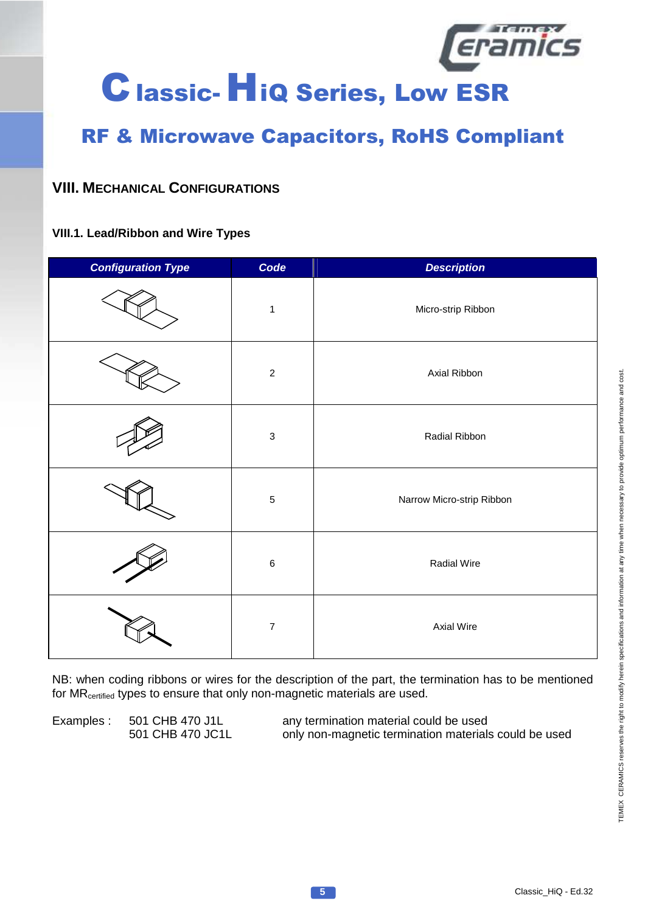# Classic- HiQ Series, Low ESR

## RF & Microwave Capacitors, RoHS Compliant

## VIII. MECHANICAL CONFIGURATIONS

### VIII.1. Lead/Ribbon and Wire Types

| Configuration Type | Code | Description |
|---|---|---|
| | 1 | Micro-strip Ribbon |
| | 2 | Axial Ribbon |
| | 3 | Radial Ribbon |
| | 5 | Narrow Micro-strip Ribbon |
| | 6 | Radial Wire |
| | 7 | Axial Wire |

NB: when coding ribbons or wires for the description of the part, the termination has to be mentioned for $MR_{certified}$ types to ensure that only non-magnetic materials are used.

Examples :

| | |
|---|---|
| 501 CHB 470 J1L | any termination material could be used |
| 501 CHB 470 JC1L | only non-magnetic termination materials could be used |

TEMEX CERAMICS reserves the right to modify herein specifications and information at any time when necessary to provide optimum performance and cost.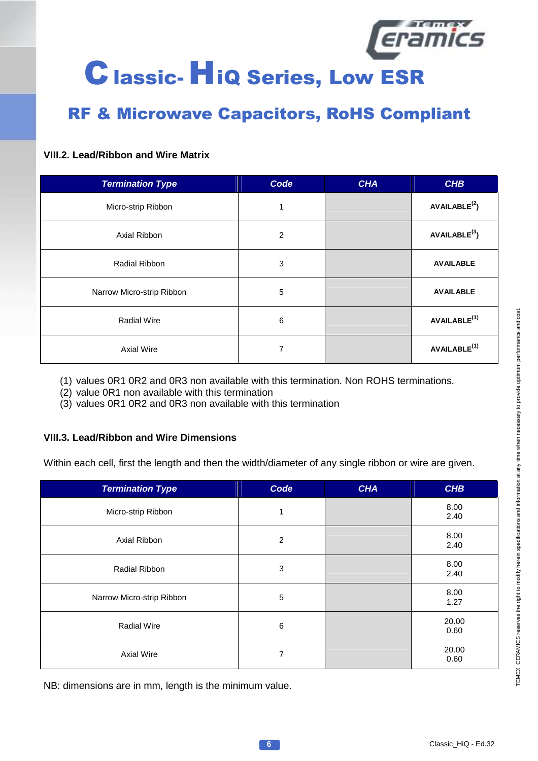# Classic- HiQ Series, Low ESR

## RF & Microwave Capacitors, RoHS Compliant

### VIII.2. Lead/Ribbon and Wire Matrix

| *Termination Type* | *Code* | *CHA* | *CHB* |
|---|---|---|---|
| Micro-strip Ribbon | 1 | | **AVAILABLE[(2)]** |
| Axial Ribbon | 2 | | **AVAILABLE[(3)]** |
| Radial Ribbon | 3 | | **AVAILABLE** |
| Narrow Micro-strip Ribbon | 5 | | **AVAILABLE** |
| Radial Wire | 6 | | **AVAILABLE[(1)]** |
| Axial Wire | 7 | | **AVAILABLE[(1)]** |

(1) values 0R1 0R2 and 0R3 non available with this termination. Non ROHS terminations.
(2) value 0R1 non available with this termination
(3) values 0R1 0R2 and 0R3 non available with this termination

### VIII.3. Lead/Ribbon and Wire Dimensions

Within each cell, first the length and then the width/diameter of any single ribbon or wire are given.

| *Termination Type* | *Code* | *CHA* | *CHB* |
|---|---|---|---|
| Micro-strip Ribbon | 1 | | 8.00<br>2.40 |
| Axial Ribbon | 2 | | 8.00<br>2.40 |
| Radial Ribbon | 3 | | 8.00<br>2.40 |
| Narrow Micro-strip Ribbon | 5 | | 8.00<br>1.27 |
| Radial Wire | 6 | | 20.00<br>0.60 |
| Axial Wire | 7 | | 20.00<br>0.60 |

NB: dimensions are in mm, length is the minimum value.

TEMEX CERAMICS reserves the right to modify herein specifications and information at any time when necessary to provide optimum performance and cost.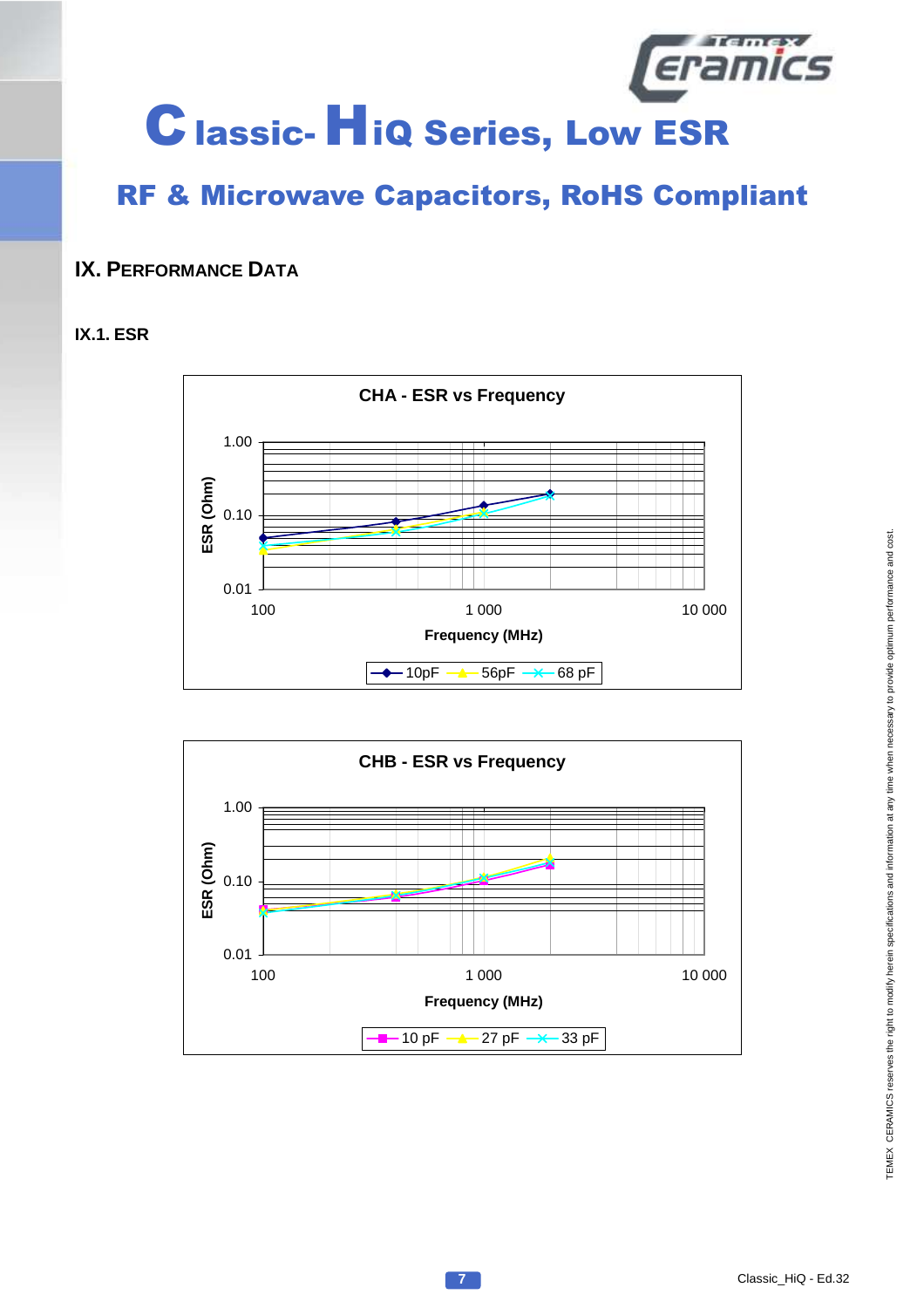# Classic-HiQ Series, Low ESR

## RF & Microwave Capacitors, RoHS Compliant

## IX. PERFORMANCE DATA

### IX.1. ESR

**CHA - ESR vs Frequency**

ESR (Ohm): 0.01, 0.10, 1.00

Frequency (MHz): 100, 1 000, 10 000

Legend: 10pF, 56pF, 68 pF

**CHB - ESR vs Frequency**

ESR (Ohm): 0.01, 0.10, 1.00

Frequency (MHz): 100, 1 000, 10 000

Legend: 10 pF, 27 pF, 33 pF

TEMEX CERAMICS reserves the right to modify herein specifications and information at any time when necessary to provide optimum performance and cost.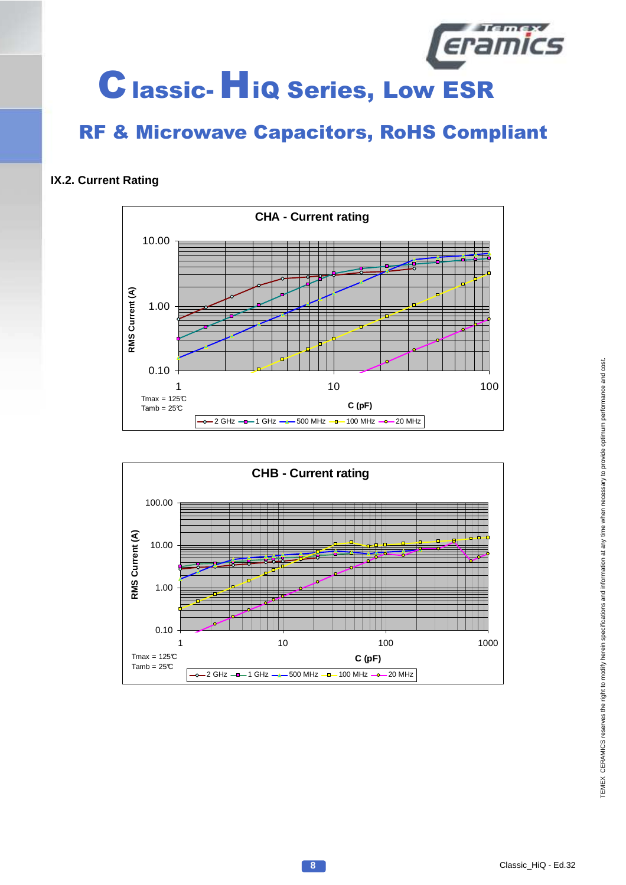# Classic- HiQ Series, Low ESR

## RF & Microwave Capacitors, RoHS Compliant

### IX.2. Current Rating

**CHA - Current rating**

RMS Current (A)

10.00
1.00
0.10

1 10 100

C (pF)

Tmax = 125℃
Tamb = 25℃

2 GHz, 1 GHz, 500 MHz, 100 MHz, 20 MHz

**CHB - Current rating**

RMS Current (A)

100.00
10.00
1.00
0.10

1 10 100 1000

C (pF)

Tmax = 125℃
Tamb = 25℃

2 GHz, 1 GHz, 500 MHz, 100 MHz, 20 MHz

TEMEX CERAMICS reserves the right to modify herein specifications and information at any time when necessary to provide optimum performance and cost.

Classic_HiQ - Ed.32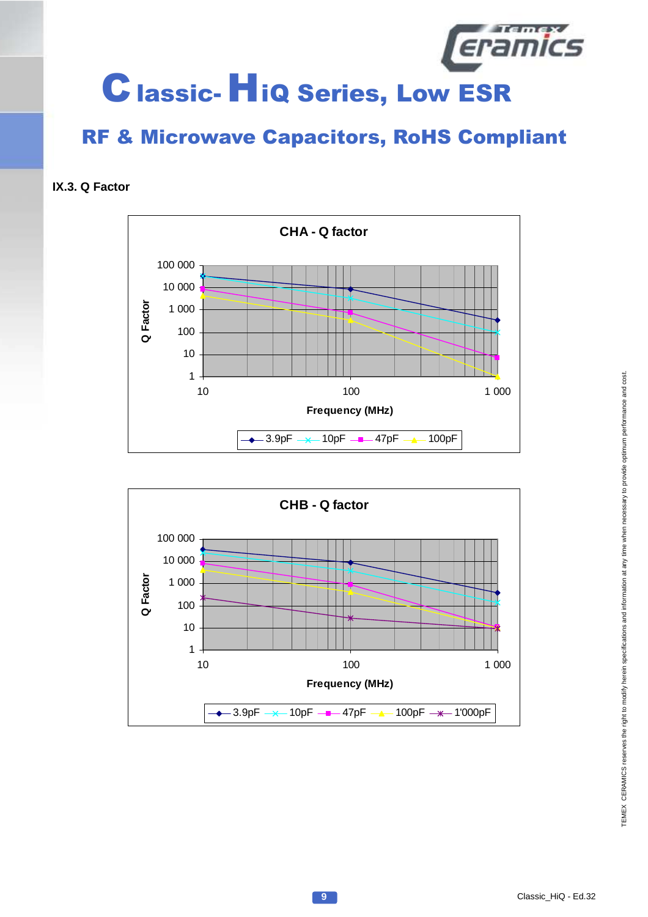# Classic- HiQ Series, Low ESR

## RF & Microwave Capacitors, RoHS Compliant

### IX.3. Q Factor

**CHA - Q factor**

Q Factor: 100 000, 10 000, 1 000, 100, 10, 1

Frequency (MHz): 10, 100, 1 000

Legend: 3.9pF, 10pF, 47pF, 100pF

**CHB - Q factor**

Q Factor: 100 000, 10 000, 1 000, 100, 10, 1

Frequency (MHz): 10, 100, 1 000

Legend: 3.9pF, 10pF, 47pF, 100pF, 1'000pF

TEMEX CERAMICS reserves the right to modify herein specifications and information at any time when necessary to provide optimum performance and cost.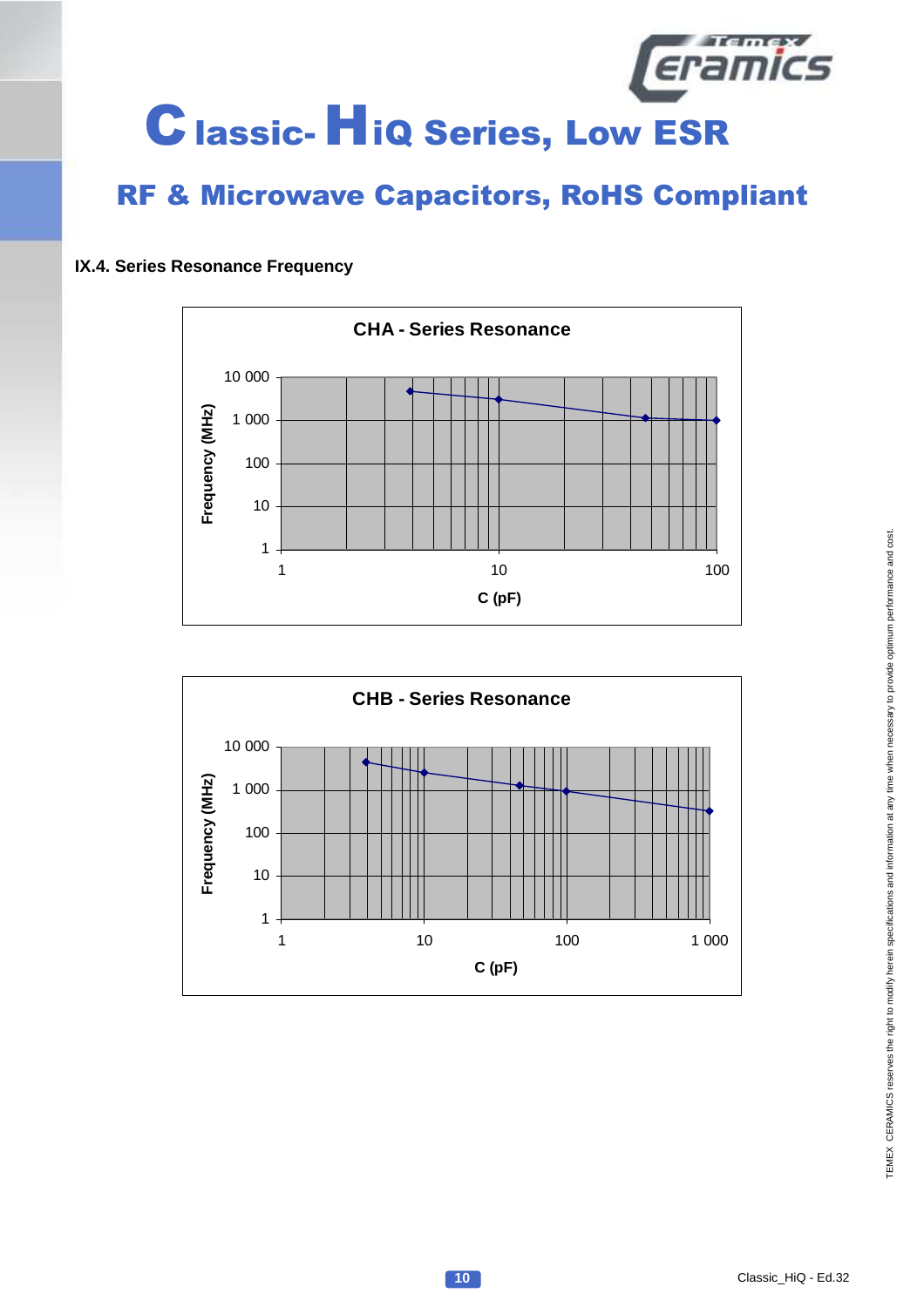# Classic-HiQ Series, Low ESR

## RF & Microwave Capacitors, RoHS Compliant

### IX.4. Series Resonance Frequency

CHA - Series Resonance

Frequency (MHz)

10 000
1 000
100
10
1

1
10
100

C (pF)

CHB - Series Resonance

Frequency (MHz)

10 000
1 000
100
10
1

1
10
100
1 000

C (pF)

TEMEX CERAMICS reserves the right to modify herein specifications and information at any time when necessary to provide optimum performance and cost.

Classic_HiQ - Ed.32